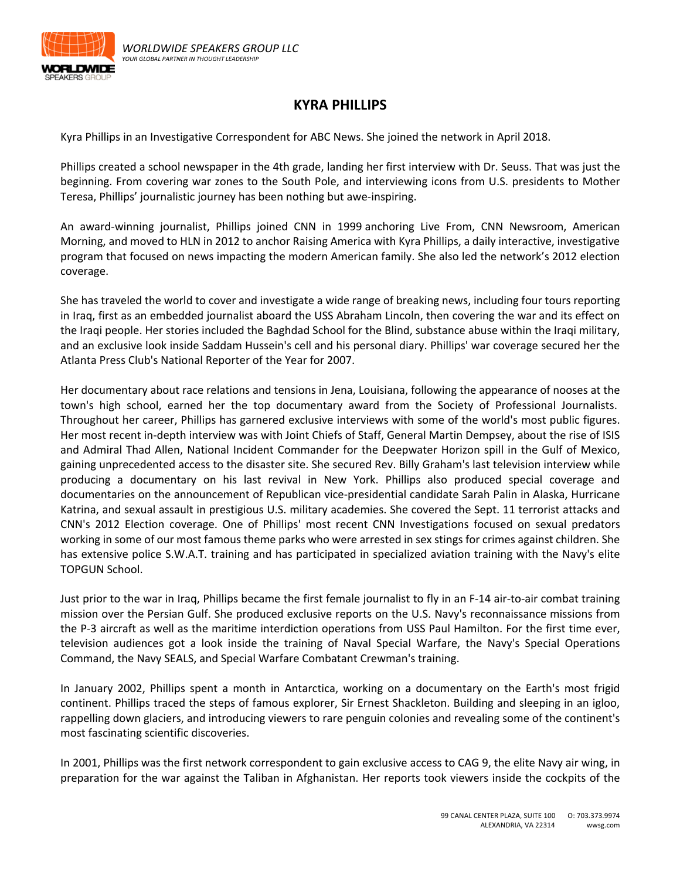# KYRA PHILLIPS

Kyra Phillips in an Investigative Correspondent for ABC News. She joined the network in April 2018.

Phillips created a school newspaper in the 4th grade, landing her first interview with Dr. Seuss. That was just the beginning. From covering war zones to the South Pole, and interviewing icons from U.S. presidents to Mother Teresa, Phillips' journalistic journey has been nothing but awe-inspiring.

An award-winning journalist, Phillips joined CNN in 1999 anchoring Live From, CNN Newsroom, American Morning, and moved to HLN in 2012 to anchor Raising America with Kyra Phillips, a daily interactive, investigative program that focused on news impacting the modern American family. She also led the network's 2012 election coverage.

She has traveled the world to cover and investigate a wide range of breaking news, including four tours reporting in Iraq, first as an embedded journalist aboard the USS Abraham Lincoln, then covering the war and its effect on the Iraqi people. Her stories included the Baghdad School for the Blind, substance abuse within the Iraqi military, and an exclusive look inside Saddam Hussein's cell and his personal diary. Phillips' war coverage secured her the Atlanta Press Club's National Reporter of the Year for 2007.

Her documentary about race relations and tensions in Jena, Louisiana, following the appearance of nooses at the town's high school, earned her the top documentary award from the Society of Professional Journalists. Throughout her career, Phillips has garnered exclusive interviews with some of the world's most public figures. Her most recent in-depth interview was with Joint Chiefs of Staff, General Martin Dempsey, about the rise of ISIS and Admiral Thad Allen, National Incident Commander for the Deepwater Horizon spill in the Gulf of Mexico, gaining unprecedented access to the disaster site. She secured Rev. Billy Graham's last television interview while producing a documentary on his last revival in New York. Phillips also produced special coverage and documentaries on the announcement of Republican vice-presidential candidate Sarah Palin in Alaska, Hurricane Katrina, and sexual assault in prestigious U.S. military academies. She covered the Sept. 11 terrorist attacks and CNN's 2012 Election coverage. One of Phillips' most recent CNN Investigations focused on sexual predators working in some of our most famous theme parks who were arrested in sex stings for crimes against children. She has extensive police S.W.A.T. training and has participated in specialized aviation training with the Navy's elite TOPGUN School.

Just prior to the war in Iraq, Phillips became the first female journalist to fly in an F-14 air-to-air combat training mission over the Persian Gulf. She produced exclusive reports on the U.S. Navy's reconnaissance missions from the P-3 aircraft as well as the maritime interdiction operations from USS Paul Hamilton. For the first time ever, television audiences got a look inside the training of Naval Special Warfare, the Navy's Special Operations Command, the Navy SEALS, and Special Warfare Combatant Crewman's training.

In January 2002, Phillips spent a month in Antarctica, working on a documentary on the Earth's most frigid continent. Phillips traced the steps of famous explorer, Sir Ernest Shackleton. Building and sleeping in an igloo, rappelling down glaciers, and introducing viewers to rare penguin colonies and revealing some of the continent's most fascinating scientific discoveries.

In 2001, Phillips was the first network correspondent to gain exclusive access to CAG 9, the elite Navy air wing, in preparation for the war against the Taliban in Afghanistan. Her reports took viewers inside the cockpits of the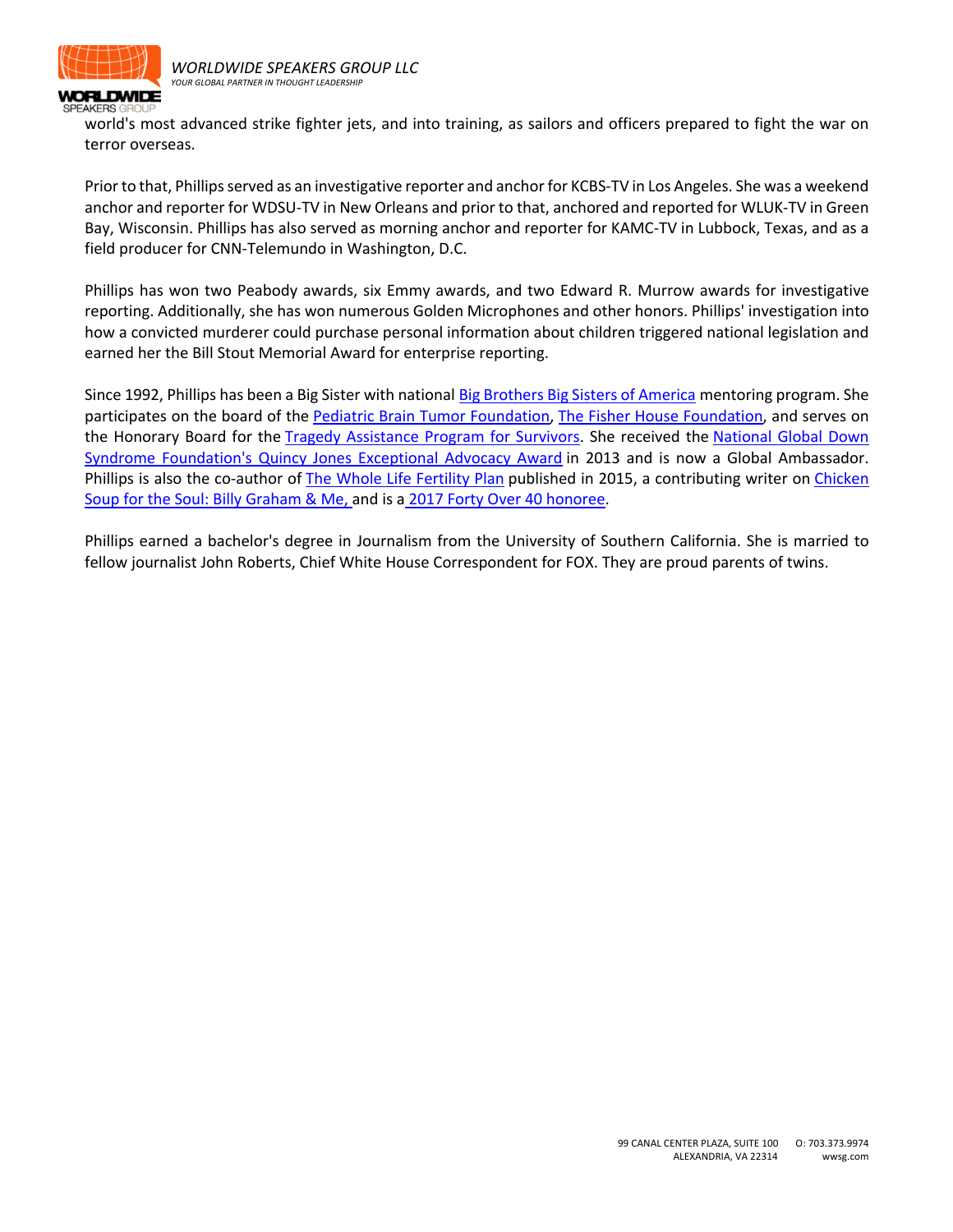world's most advanced strike fighter jets, and into training, as sailors and officers prepared to fight the war on terror overseas.

Prior to that, Phillips served as an investigative reporter and anchor for KCBS-TV in Los Angeles. She was a weekend anchor and reporter for WDSU-TV in New Orleans and prior to that, anchored and reported for WLUK-TV in Green Bay, Wisconsin. Phillips has also served as morning anchor and reporter for KAMC-TV in Lubbock, Texas, and as a field producer for CNN-Telemundo in Washington, D.C.

Phillips has won two Peabody awards, six Emmy awards, and two Edward R. Murrow awards for investigative reporting. Additionally, she has won numerous Golden Microphones and other honors. Phillips' investigation into how a convicted murderer could purchase personal information about children triggered national legislation and earned her the Bill Stout Memorial Award for enterprise reporting.

Since 1992, Phillips has been a Big Sister with national Big Brothers Big Sisters of America mentoring program. She participates on the board of the Pediatric Brain Tumor Foundation, The Fisher House Foundation, and serves on the Honorary Board for the Tragedy Assistance Program for Survivors. She received the National Global Down Syndrome Foundation's Quincy Jones Exceptional Advocacy Award in 2013 and is now a Global Ambassador. Phillips is also the co-author of The Whole Life Fertility Plan published in 2015, a contributing writer on Chicken Soup for the Soul: Billy Graham & Me, and is a 2017 Forty Over 40 honoree.

Phillips earned a bachelor's degree in Journalism from the University of Southern California. She is married to fellow journalist John Roberts, Chief White House Correspondent for FOX. They are proud parents of twins.